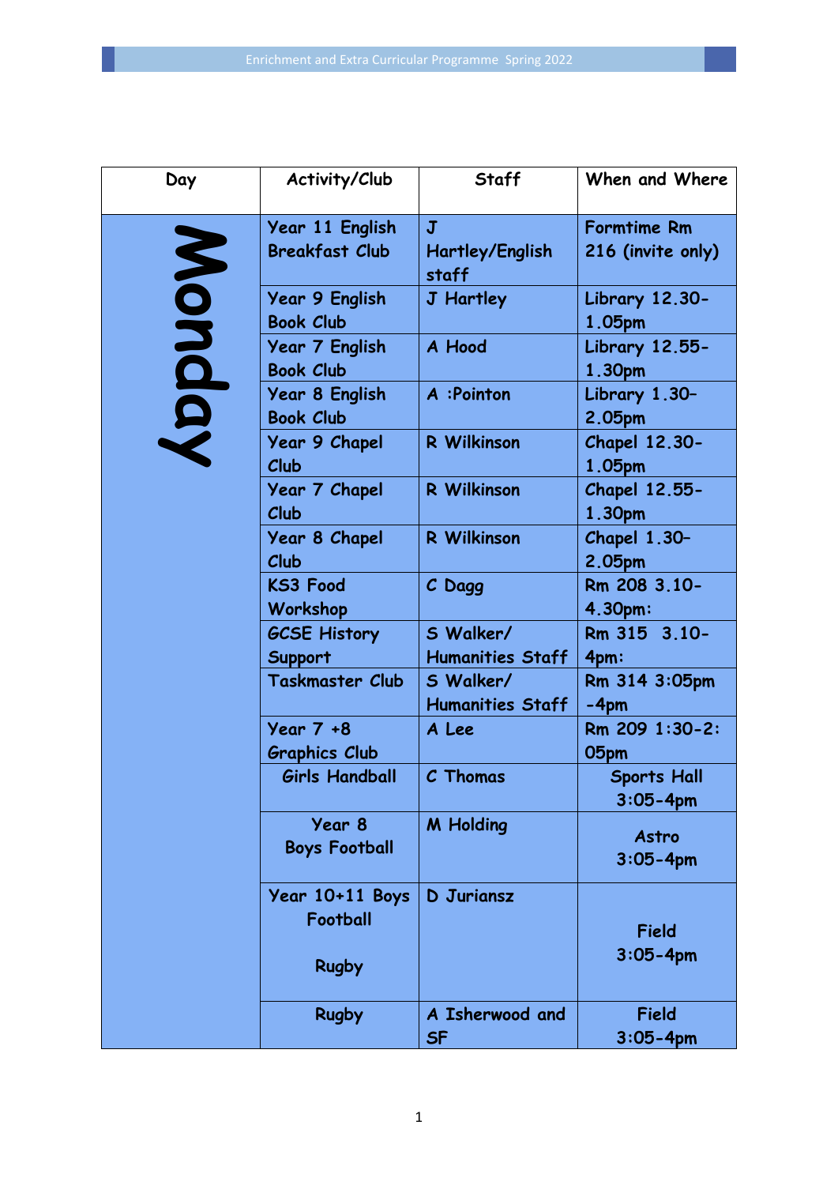| Day | Activity/Club | Staff | When and Where |
|---|---|---|---|
| Monday | Year 11 English Breakfast Club | J Hartley/English staff | Formtime Rm 216 (invite only) |
| | Year 9 English Book Club | J Hartley | Library 12.30-1.05pm |
| | Year 7 English Book Club | A Hood | Library 12.55-1.30pm |
| | Year 8 English Book Club | A :Pointon | Library 1.30–2.05pm |
| | Year 9 Chapel Club | R Wilkinson | Chapel 12.30-1.05pm |
| | Year 7 Chapel Club | R Wilkinson | Chapel 12.55-1.30pm |
| | Year 8 Chapel Club | R Wilkinson | Chapel 1.30–2.05pm |
| | KS3 Food Workshop | C Dagg | Rm 208 3.10-4.30pm: |
| | GCSE History Support | S Walker/ Humanities Staff | Rm 315 3.10-4pm: |
| | Taskmaster Club | S Walker/ Humanities Staff | Rm 314 3:05pm -4pm |
| | Year 7 +8 Graphics Club | A Lee | Rm 209 1:30-2:05pm |
| | Girls Handball | C Thomas | Sports Hall 3:05-4pm |
| | Year 8 Boys Football | M Holding | Astro 3:05-4pm |
| | Year 10+11 Boys Football<br><br>Rugby | D Juriansz | Field 3:05-4pm |
| | Rugby | A Isherwood and SF | Field 3:05-4pm |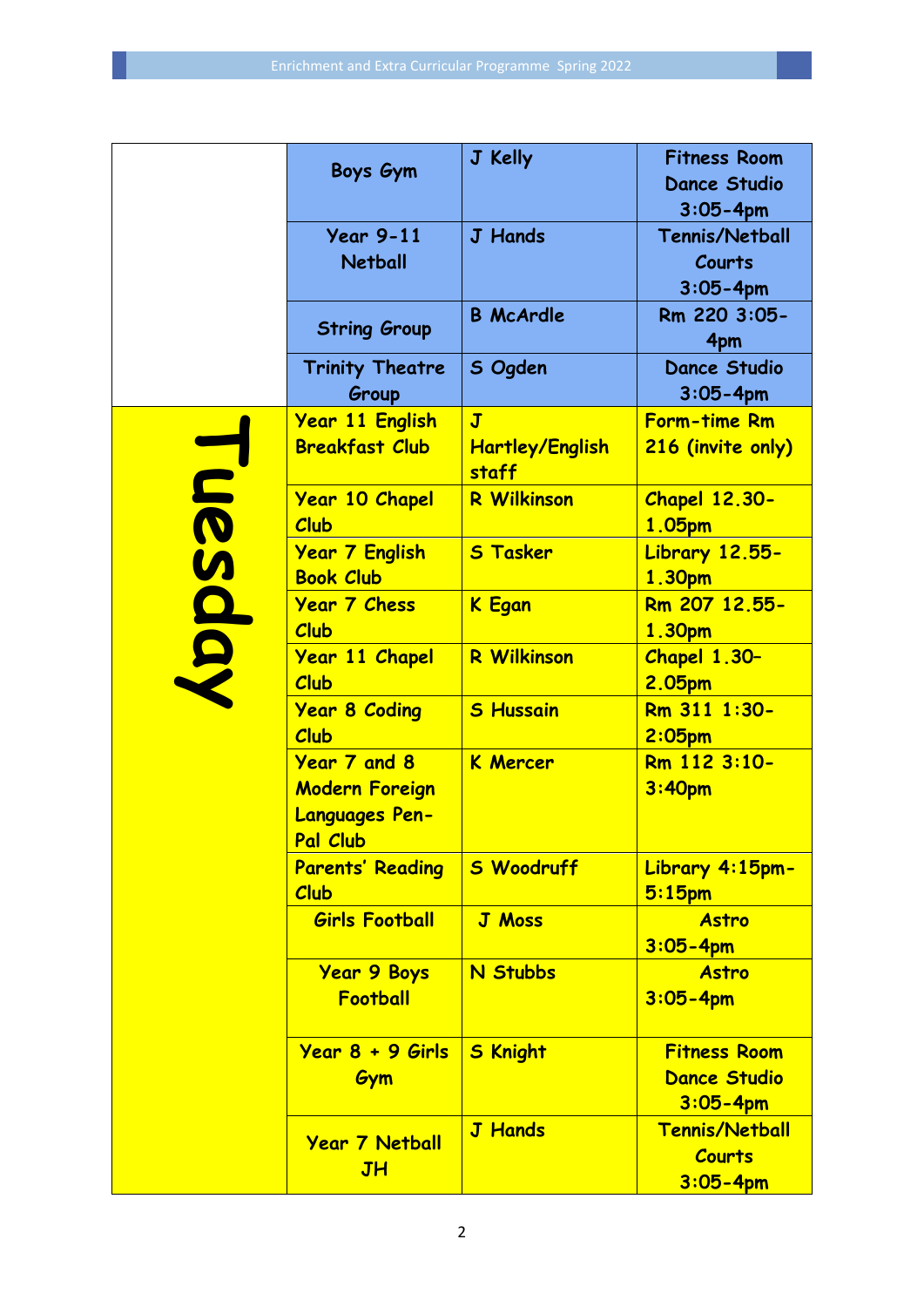| | | | |
|---|---|---|---|
| | Boys Gym | J Kelly | Fitness Room Dance Studio 3:05-4pm |
| | Year 9-11 Netball | J Hands | Tennis/Netball Courts 3:05-4pm |
| | String Group | B McArdle | Rm 220 3:05-4pm |
| | Trinity Theatre Group | S Ogden | Dance Studio 3:05-4pm |
| Tuesday | Year 11 English Breakfast Club | J Hartley/English staff | Form-time Rm 216 (invite only) |
| | Year 10 Chapel Club | R Wilkinson | Chapel 12.30-1.05pm |
| | Year 7 English Book Club | S Tasker | Library 12.55-1.30pm |
| | Year 7 Chess Club | K Egan | Rm 207 12.55-1.30pm |
| | Year 11 Chapel Club | R Wilkinson | Chapel 1.30–2.05pm |
| | Year 8 Coding Club | S Hussain | Rm 311 1:30-2:05pm |
| | Year 7 and 8 Modern Foreign Languages Pen-Pal Club | K Mercer | Rm 112 3:10-3:40pm |
| | Parents' Reading Club | S Woodruff | Library 4:15pm-5:15pm |
| | Girls Football | J Moss | Astro 3:05-4pm |
| | Year 9 Boys Football | N Stubbs | Astro 3:05-4pm |
| | Year 8 + 9 Girls Gym | S Knight | Fitness Room Dance Studio 3:05-4pm |
| | Year 7 Netball JH | J Hands | Tennis/Netball Courts 3:05-4pm |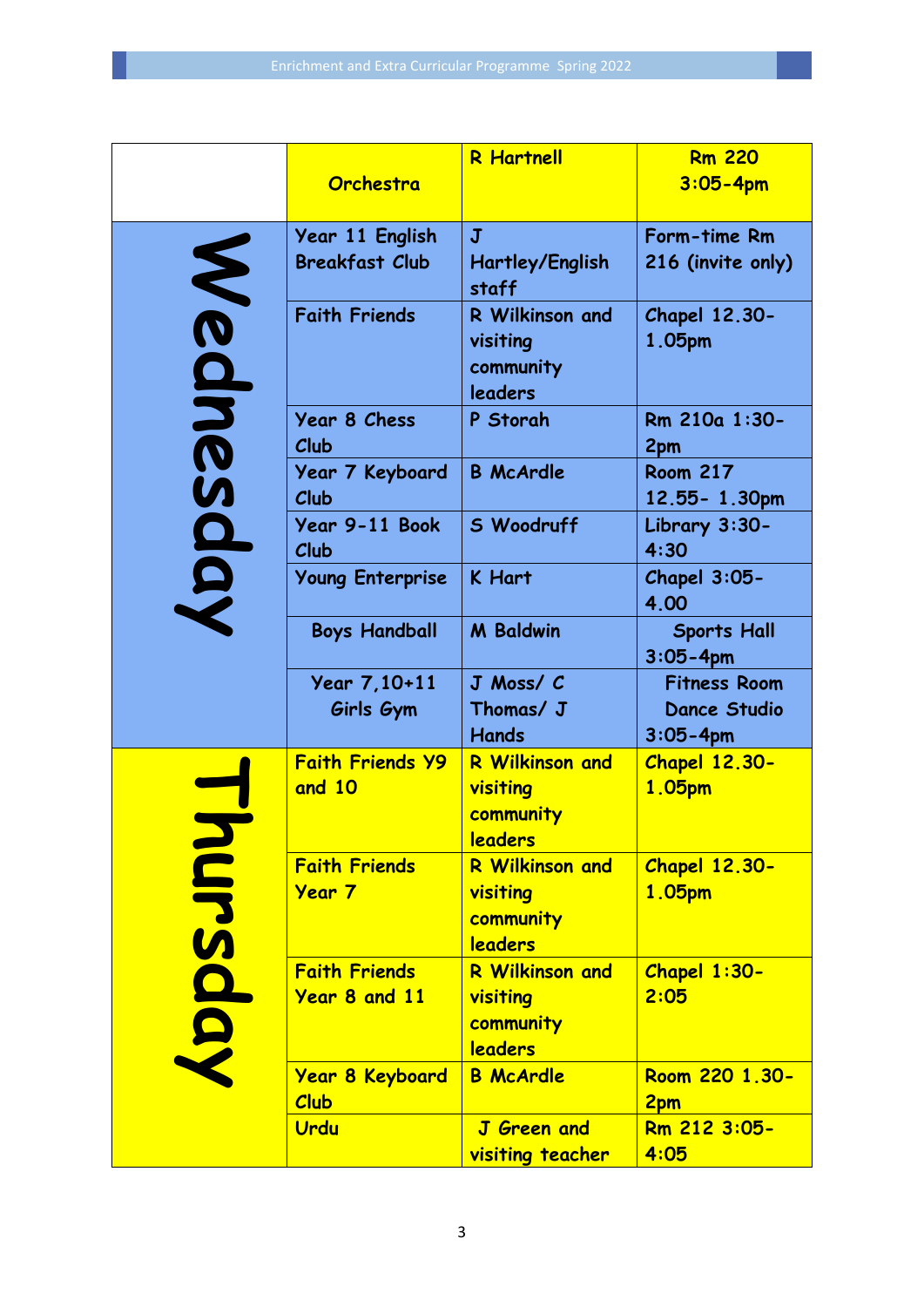| | | | |
|---|---|---|---|
| | Orchestra | R Hartnell | Rm 220 3:05-4pm |
| Wednesday | Year 11 English Breakfast Club | J Hartley/English staff | Form-time Rm 216 (invite only) |
| | Faith Friends | R Wilkinson and visiting community leaders | Chapel 12.30-1.05pm |
| | Year 8 Chess Club | P Storah | Rm 210a 1:30-2pm |
| | Year 7 Keyboard Club | B McArdle | Room 217 12.55- 1.30pm |
| | Year 9-11 Book Club | S Woodruff | Library 3:30-4:30 |
| | Young Enterprise | K Hart | Chapel 3:05-4.00 |
| | Boys Handball | M Baldwin | Sports Hall 3:05-4pm |
| | Year 7,10+11 Girls Gym | J Moss/ C Thomas/ J Hands | Fitness Room Dance Studio 3:05-4pm |
| Thursday | Faith Friends Y9 and 10 | R Wilkinson and visiting community leaders | Chapel 12.30-1.05pm |
| | Faith Friends Year 7 | R Wilkinson and visiting community leaders | Chapel 12.30-1.05pm |
| | Faith Friends Year 8 and 11 | R Wilkinson and visiting community leaders | Chapel 1:30-2:05 |
| | Year 8 Keyboard Club | B McArdle | Room 220 1.30-2pm |
| | Urdu | J Green and visiting teacher | Rm 212 3:05-4:05 |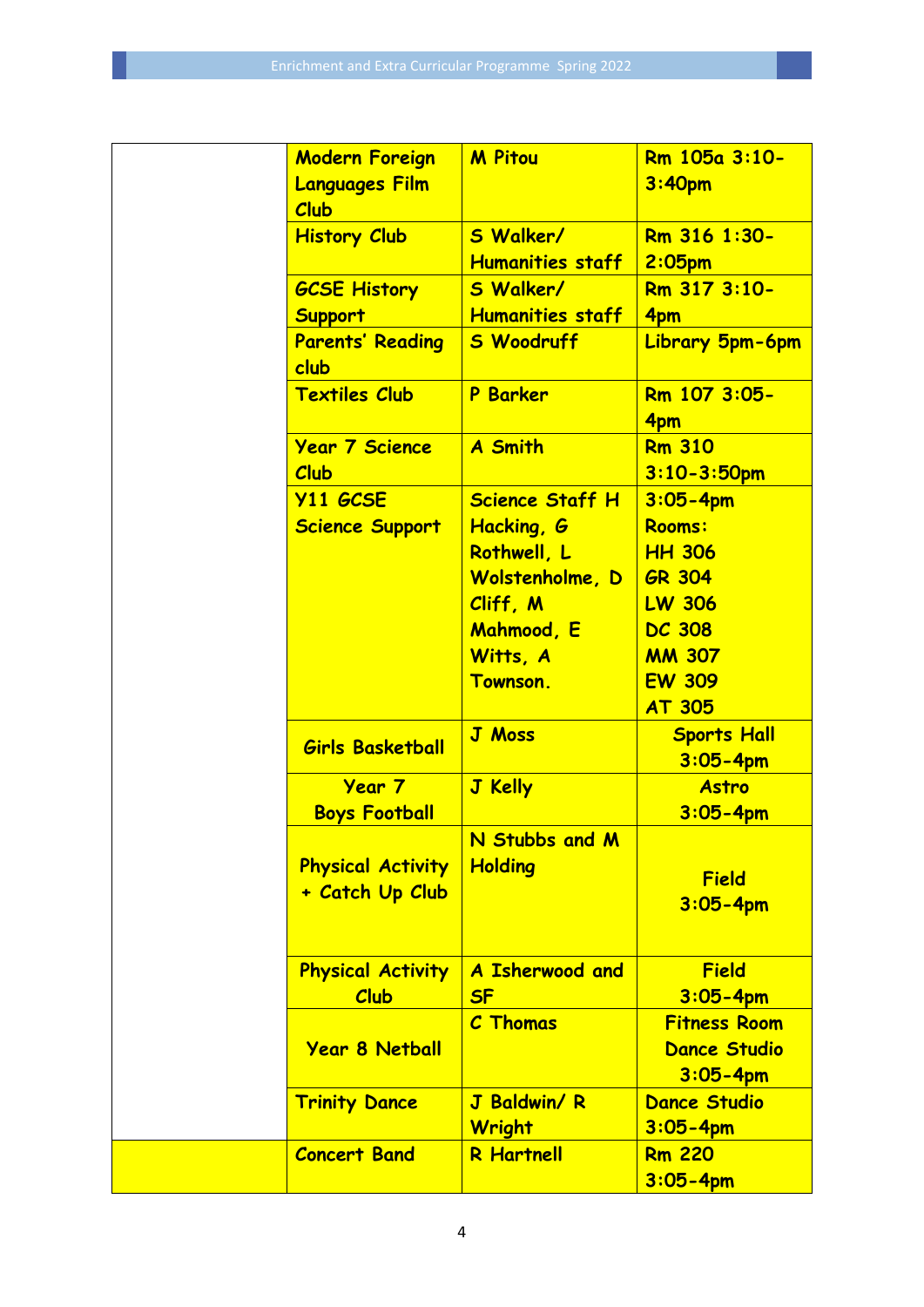| | | | |
|---|---|---|---|
| | Modern Foreign Languages Film Club | M Pitou | Rm 105a 3:10-3:40pm |
| | History Club | S Walker/ Humanities staff | Rm 316 1:30-2:05pm |
| | GCSE History Support | S Walker/ Humanities staff | Rm 317 3:10-4pm |
| | Parents' Reading club | S Woodruff | Library 5pm-6pm |
| | Textiles Club | P Barker | Rm 107 3:05-4pm |
| | Year 7 Science Club | A Smith | Rm 310 3:10-3:50pm |
| | Y11 GCSE Science Support | Science Staff H Hacking, G Rothwell, L Wolstenholme, D Cliff, M Mahmood, E Witts, A Townson. | 3:05-4pm Rooms: HH 306 GR 304 LW 306 DC 308 MM 307 EW 309 AT 305 |
| | Girls Basketball | J Moss | Sports Hall 3:05-4pm |
| | Year 7 Boys Football | J Kelly | Astro 3:05-4pm |
| | Physical Activity + Catch Up Club | N Stubbs and M Holding | Field 3:05-4pm |
| | Physical Activity Club | A Isherwood and SF | Field 3:05-4pm |
| | Year 8 Netball | C Thomas | Fitness Room Dance Studio 3:05-4pm |
| | Trinity Dance | J Baldwin/ R Wright | Dance Studio 3:05-4pm |
| | Concert Band | R Hartnell | Rm 220 3:05-4pm |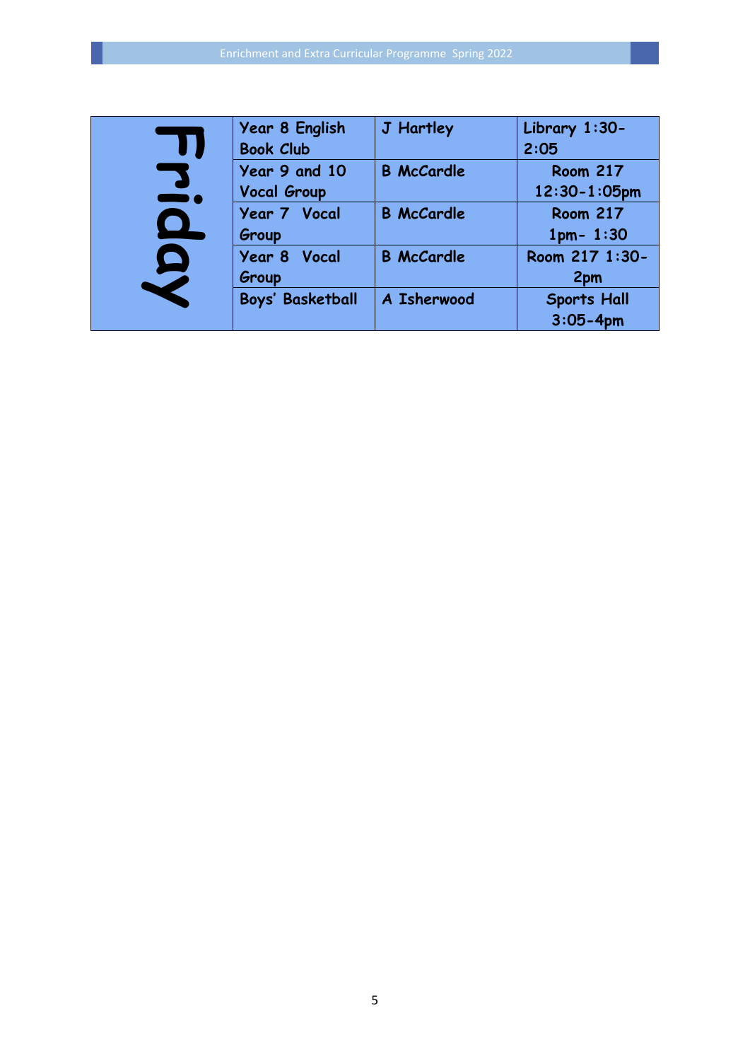| | | | |
|---|---|---|---|
| Friday | Year 8 English Book Club | J Hartley | Library 1:30-2:05 |
| | Year 9 and 10 Vocal Group | B McCardle | Room 217 12:30-1:05pm |
| | Year 7 Vocal Group | B McCardle | Room 217 1pm- 1:30 |
| | Year 8 Vocal Group | B McCardle | Room 217 1:30-2pm |
| | Boys' Basketball | A Isherwood | Sports Hall 3:05-4pm |